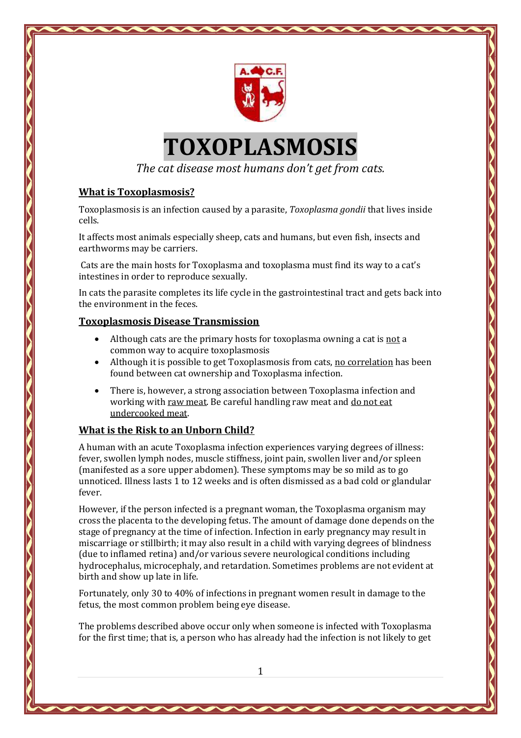# TOXOPLASMOSIS

*The cat disease most humans don't get from cats.*

## What is Toxoplasmosis?

Toxoplasmosis is an infection caused by a parasite, *Toxoplasma gondii* that lives inside cells.

It affects most animals especially sheep, cats and humans, but even fish, insects and earthworms may be carriers.

Cats are the main hosts for Toxoplasma and toxoplasma must find its way to a cat's intestines in order to reproduce sexually.

In cats the parasite completes its life cycle in the gastrointestinal tract and gets back into the environment in the feces.

## Toxoplasmosis Disease Transmission

- Although cats are the primary hosts for toxoplasma owning a cat is not a common way to acquire toxoplasmosis
- Although it is possible to get Toxoplasmosis from cats, no correlation has been found between cat ownership and Toxoplasma infection.
- There is, however, a strong association between Toxoplasma infection and working with raw meat. Be careful handling raw meat and do not eat undercooked meat.

## What is the Risk to an Unborn Child?

A human with an acute Toxoplasma infection experiences varying degrees of illness: fever, swollen lymph nodes, muscle stiffness, joint pain, swollen liver and/or spleen (manifested as a sore upper abdomen). These symptoms may be so mild as to go unnoticed. Illness lasts 1 to 12 weeks and is often dismissed as a bad cold or glandular fever.

However, if the person infected is a pregnant woman, the Toxoplasma organism may cross the placenta to the developing fetus. The amount of damage done depends on the stage of pregnancy at the time of infection. Infection in early pregnancy may result in miscarriage or stillbirth; it may also result in a child with varying degrees of blindness (due to inflamed retina) and/or various severe neurological conditions including hydrocephalus, microcephaly, and retardation. Sometimes problems are not evident at birth and show up late in life.

Fortunately, only 30 to 40% of infections in pregnant women result in damage to the fetus, the most common problem being eye disease.

The problems described above occur only when someone is infected with Toxoplasma for the first time; that is, a person who has already had the infection is not likely to get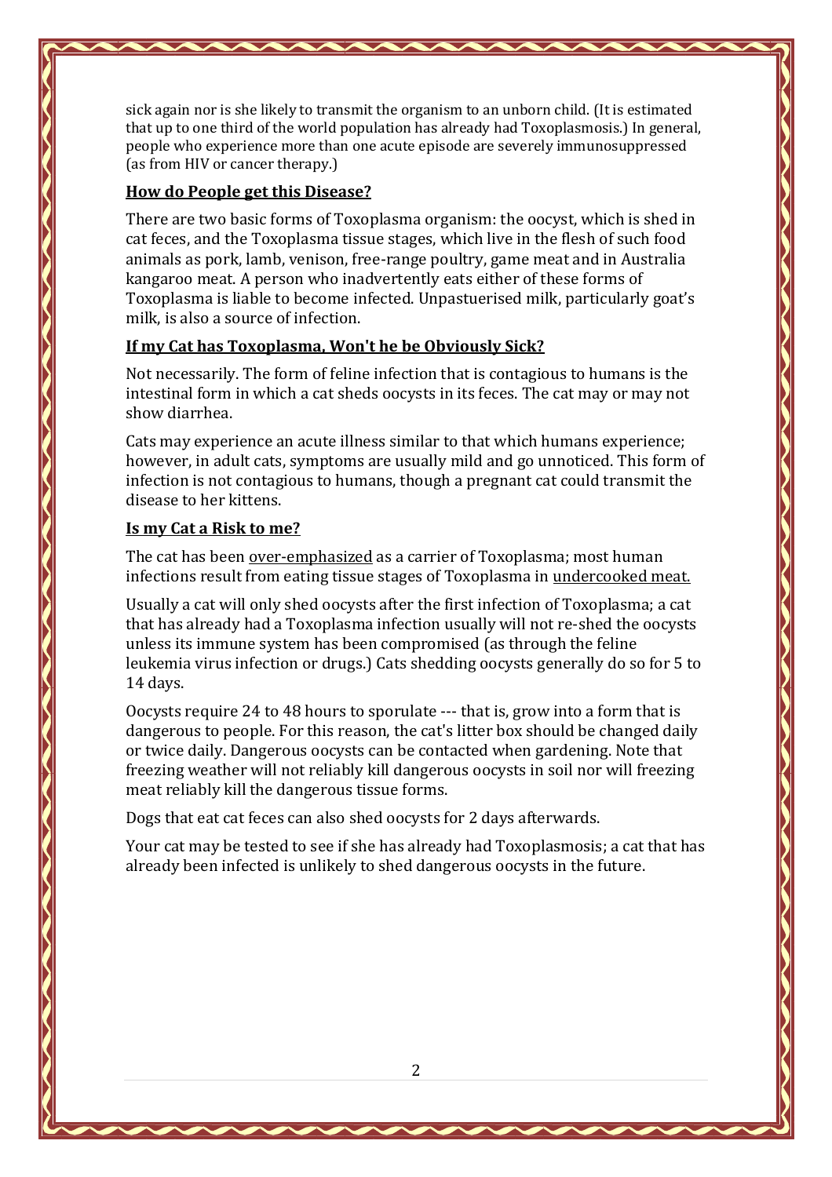sick again nor is she likely to transmit the organism to an unborn child. (It is estimated that up to one third of the world population has already had Toxoplasmosis.) In general, people who experience more than one acute episode are severely immunosuppressed (as from HIV or cancer therapy.)

## How do People get this Disease?

There are two basic forms of Toxoplasma organism: the oocyst, which is shed in cat feces, and the Toxoplasma tissue stages, which live in the flesh of such food animals as pork, lamb, venison, free-range poultry, game meat and in Australia kangaroo meat. A person who inadvertently eats either of these forms of Toxoplasma is liable to become infected. Unpastuerised milk, particularly goat's milk, is also a source of infection.

## If my Cat has Toxoplasma, Won't he be Obviously Sick?

Not necessarily. The form of feline infection that is contagious to humans is the intestinal form in which a cat sheds oocysts in its feces. The cat may or may not show diarrhea.

Cats may experience an acute illness similar to that which humans experience; however, in adult cats, symptoms are usually mild and go unnoticed. This form of infection is not contagious to humans, though a pregnant cat could transmit the disease to her kittens.

## Is my Cat a Risk to me?

The cat has been over-emphasized as a carrier of Toxoplasma; most human infections result from eating tissue stages of Toxoplasma in undercooked meat.

Usually a cat will only shed oocysts after the first infection of Toxoplasma; a cat that has already had a Toxoplasma infection usually will not re-shed the oocysts unless its immune system has been compromised (as through the feline leukemia virus infection or drugs.) Cats shedding oocysts generally do so for 5 to 14 days.

Oocysts require 24 to 48 hours to sporulate --- that is, grow into a form that is dangerous to people. For this reason, the cat's litter box should be changed daily or twice daily. Dangerous oocysts can be contacted when gardening. Note that freezing weather will not reliably kill dangerous oocysts in soil nor will freezing meat reliably kill the dangerous tissue forms.

Dogs that eat cat feces can also shed oocysts for 2 days afterwards.

Your cat may be tested to see if she has already had Toxoplasmosis; a cat that has already been infected is unlikely to shed dangerous oocysts in the future.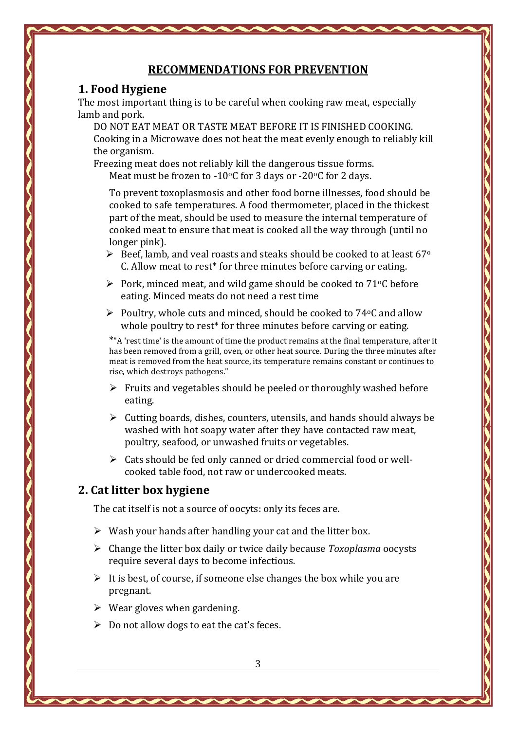## RECOMMENDATIONS FOR PREVENTION

### 1. Food Hygiene

The most important thing is to be careful when cooking raw meat, especially lamb and pork.

DO NOT EAT MEAT OR TASTE MEAT BEFORE IT IS FINISHED COOKING.
Cooking in a Microwave does not heat the meat evenly enough to reliably kill the organism.

Freezing meat does not reliably kill the dangerous tissue forms.
Meat must be frozen to -10°C for 3 days or -20°C for 2 days.

To prevent toxoplasmosis and other food borne illnesses, food should be cooked to safe temperatures. A food thermometer, placed in the thickest part of the meat, should be used to measure the internal temperature of cooked meat to ensure that meat is cooked all the way through (until no longer pink).

- Beef, lamb, and veal roasts and steaks should be cooked to at least 67° C. Allow meat to rest* for three minutes before carving or eating.
- Pork, minced meat, and wild game should be cooked to 71°C before eating. Minced meats do not need a rest time
- Poultry, whole cuts and minced, should be cooked to 74°C and allow whole poultry to rest* for three minutes before carving or eating.

*"A 'rest time' is the amount of time the product remains at the final temperature, after it has been removed from a grill, oven, or other heat source. During the three minutes after meat is removed from the heat source, its temperature remains constant or continues to rise, which destroys pathogens."

- Fruits and vegetables should be peeled or thoroughly washed before eating.
- Cutting boards, dishes, counters, utensils, and hands should always be washed with hot soapy water after they have contacted raw meat, poultry, seafood, or unwashed fruits or vegetables.
- Cats should be fed only canned or dried commercial food or well-cooked table food, not raw or undercooked meats.

### 2. Cat litter box hygiene

The cat itself is not a source of oocyts: only its feces are.

- Wash your hands after handling your cat and the litter box.
- Change the litter box daily or twice daily because *Toxoplasma* oocysts require several days to become infectious.
- It is best, of course, if someone else changes the box while you are pregnant.
- Wear gloves when gardening.
- Do not allow dogs to eat the cat's feces.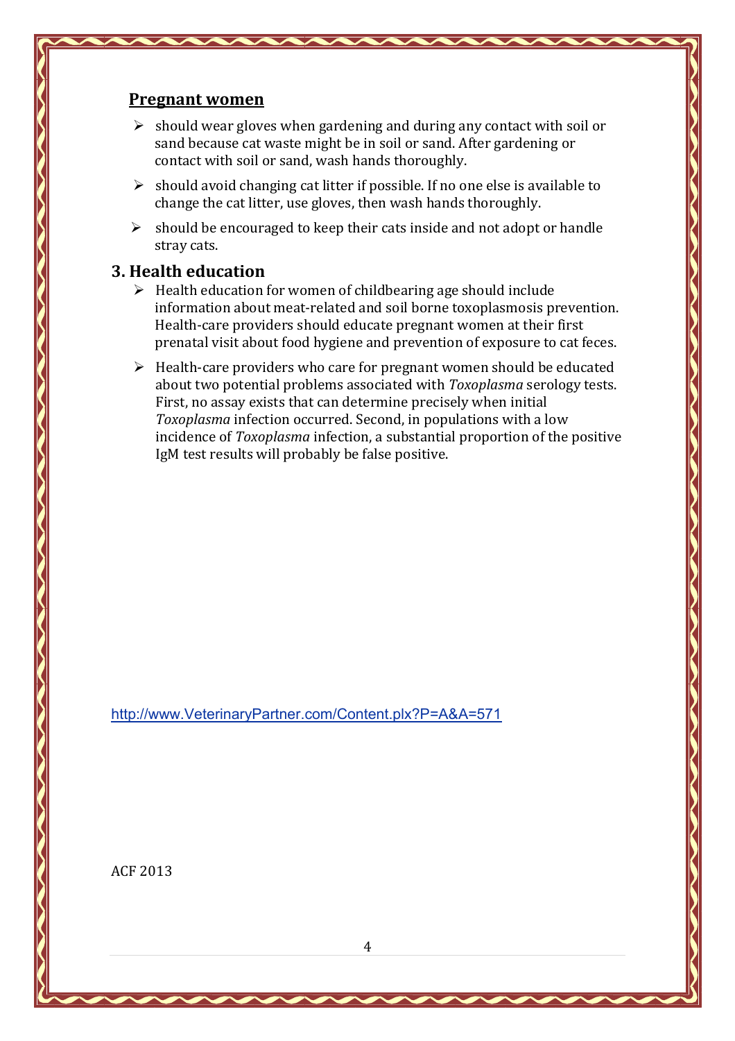**<u>Pregnant women</u>**

- should wear gloves when gardening and during any contact with soil or sand because cat waste might be in soil or sand. After gardening or contact with soil or sand, wash hands thoroughly.
- should avoid changing cat litter if possible. If no one else is available to change the cat litter, use gloves, then wash hands thoroughly.
- should be encouraged to keep their cats inside and not adopt or handle stray cats.

## 3. Health education

- Health education for women of childbearing age should include information about meat-related and soil borne toxoplasmosis prevention. Health-care providers should educate pregnant women at their first prenatal visit about food hygiene and prevention of exposure to cat feces.
- Health-care providers who care for pregnant women should be educated about two potential problems associated with *Toxoplasma* serology tests. First, no assay exists that can determine precisely when initial *Toxoplasma* infection occurred. Second, in populations with a low incidence of *Toxoplasma* infection, a substantial proportion of the positive IgM test results will probably be false positive.

http://www.VeterinaryPartner.com/Content.plx?P=A&A=571

ACF 2013